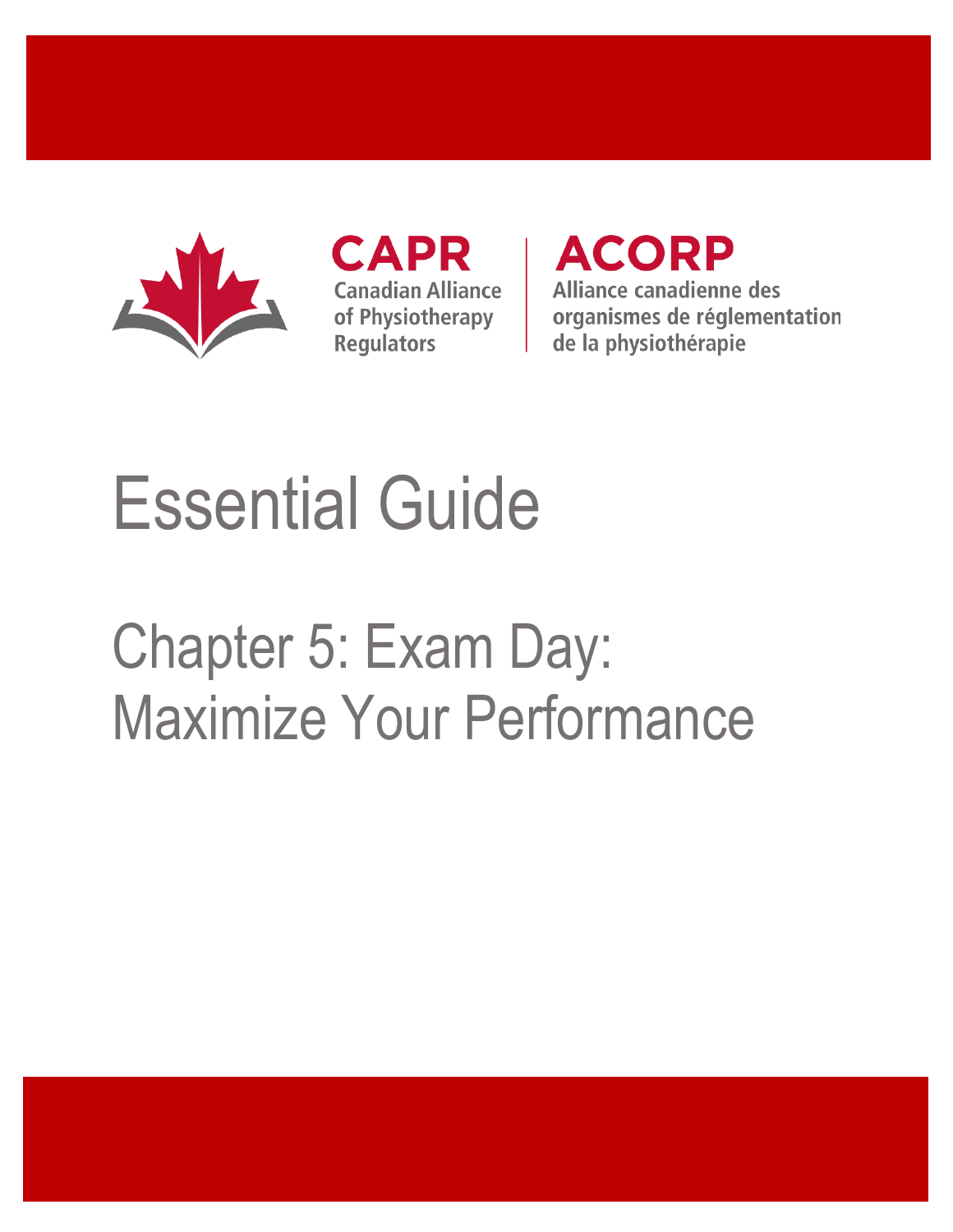CAPR
Canadian Alliance of Physiotherapy Regulators

ACORP
Alliance canadienne des organismes de réglementation de la physiothérapie

# Essential Guide

## Chapter 5: Exam Day: Maximize Your Performance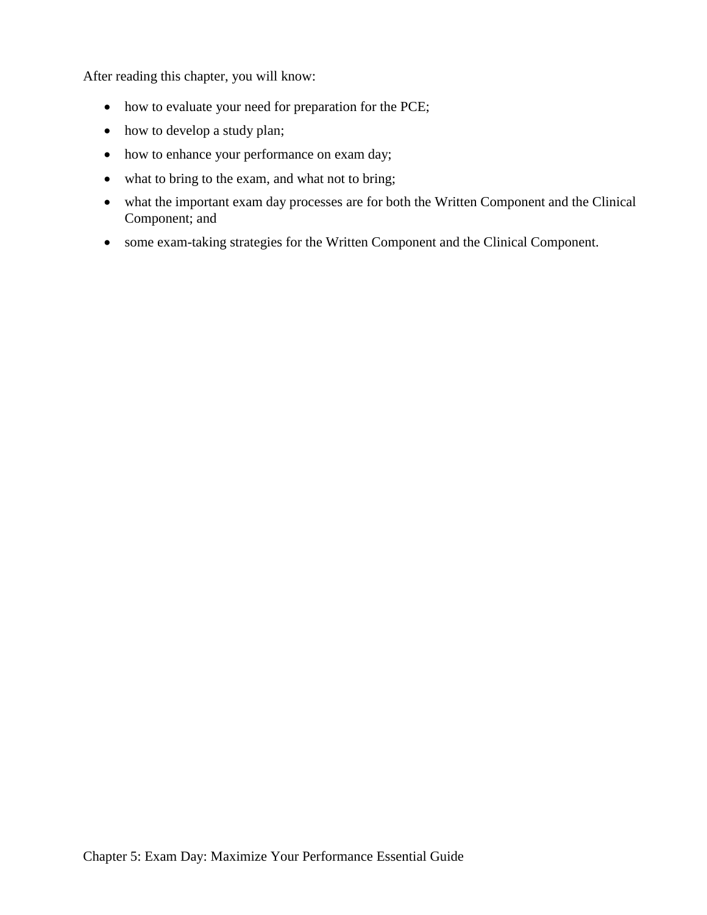After reading this chapter, you will know:

- how to evaluate your need for preparation for the PCE;
- how to develop a study plan;
- how to enhance your performance on exam day;
- what to bring to the exam, and what not to bring;
- what the important exam day processes are for both the Written Component and the Clinical Component; and
- some exam-taking strategies for the Written Component and the Clinical Component.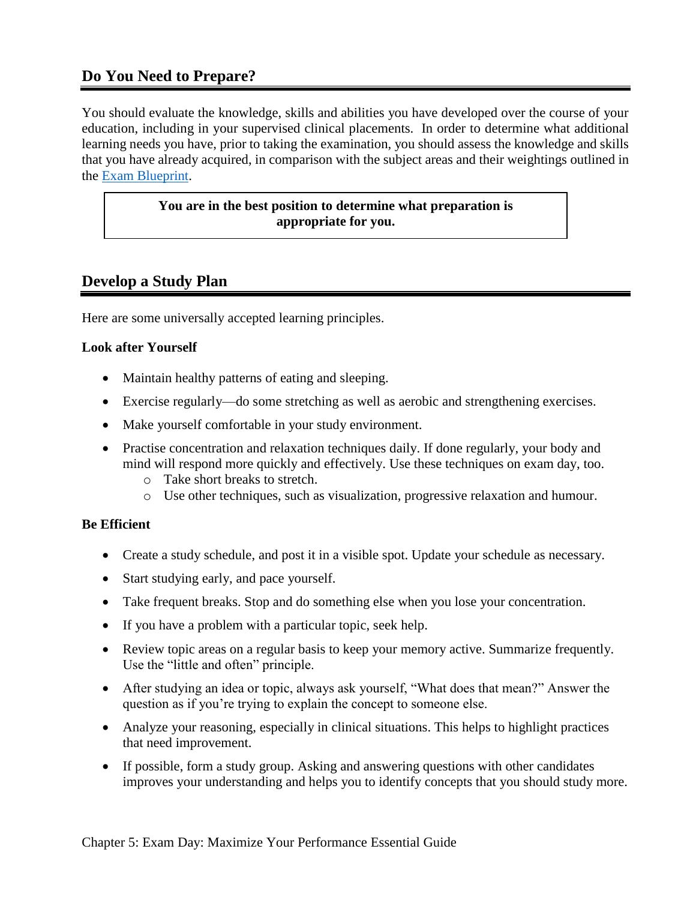## Do You Need to Prepare?

You should evaluate the knowledge, skills and abilities you have developed over the course of your education, including in your supervised clinical placements. In order to determine what additional learning needs you have, prior to taking the examination, you should assess the knowledge and skills that you have already acquired, in comparison with the subject areas and their weightings outlined in the Exam Blueprint.

> **You are in the best position to determine what preparation is appropriate for you.**

## Develop a Study Plan

Here are some universally accepted learning principles.

### Look after Yourself

- Maintain healthy patterns of eating and sleeping.
- Exercise regularly—do some stretching as well as aerobic and strengthening exercises.
- Make yourself comfortable in your study environment.
- Practise concentration and relaxation techniques daily. If done regularly, your body and mind will respond more quickly and effectively. Use these techniques on exam day, too.
    - Take short breaks to stretch.
    - Use other techniques, such as visualization, progressive relaxation and humour.

### Be Efficient

- Create a study schedule, and post it in a visible spot. Update your schedule as necessary.
- Start studying early, and pace yourself.
- Take frequent breaks. Stop and do something else when you lose your concentration.
- If you have a problem with a particular topic, seek help.
- Review topic areas on a regular basis to keep your memory active. Summarize frequently. Use the "little and often" principle.
- After studying an idea or topic, always ask yourself, "What does that mean?" Answer the question as if you're trying to explain the concept to someone else.
- Analyze your reasoning, especially in clinical situations. This helps to highlight practices that need improvement.
- If possible, form a study group. Asking and answering questions with other candidates improves your understanding and helps you to identify concepts that you should study more.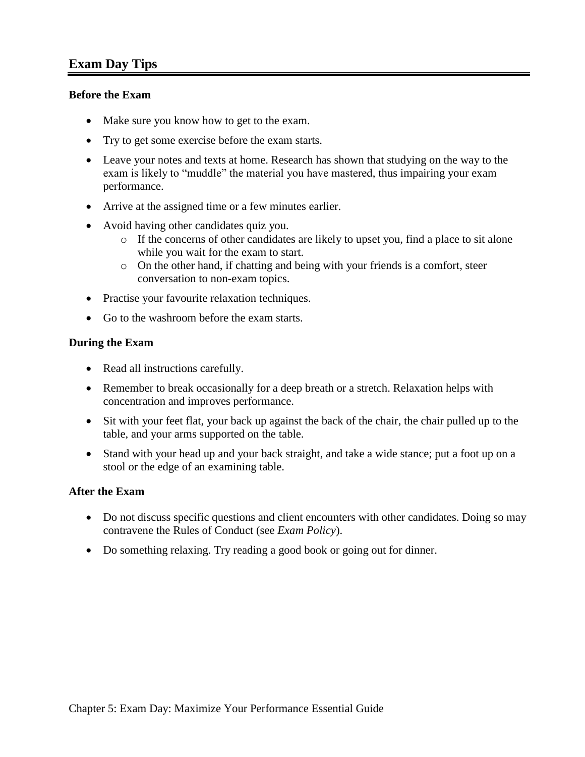## Exam Day Tips

**Before the Exam**

- Make sure you know how to get to the exam.
- Try to get some exercise before the exam starts.
- Leave your notes and texts at home. Research has shown that studying on the way to the exam is likely to "muddle" the material you have mastered, thus impairing your exam performance.
- Arrive at the assigned time or a few minutes earlier.
- Avoid having other candidates quiz you.
  - If the concerns of other candidates are likely to upset you, find a place to sit alone while you wait for the exam to start.
  - On the other hand, if chatting and being with your friends is a comfort, steer conversation to non-exam topics.
- Practise your favourite relaxation techniques.
- Go to the washroom before the exam starts.

**During the Exam**

- Read all instructions carefully.
- Remember to break occasionally for a deep breath or a stretch. Relaxation helps with concentration and improves performance.
- Sit with your feet flat, your back up against the back of the chair, the chair pulled up to the table, and your arms supported on the table.
- Stand with your head up and your back straight, and take a wide stance; put a foot up on a stool or the edge of an examining table.

**After the Exam**

- Do not discuss specific questions and client encounters with other candidates. Doing so may contravene the Rules of Conduct (see *Exam Policy*).
- Do something relaxing. Try reading a good book or going out for dinner.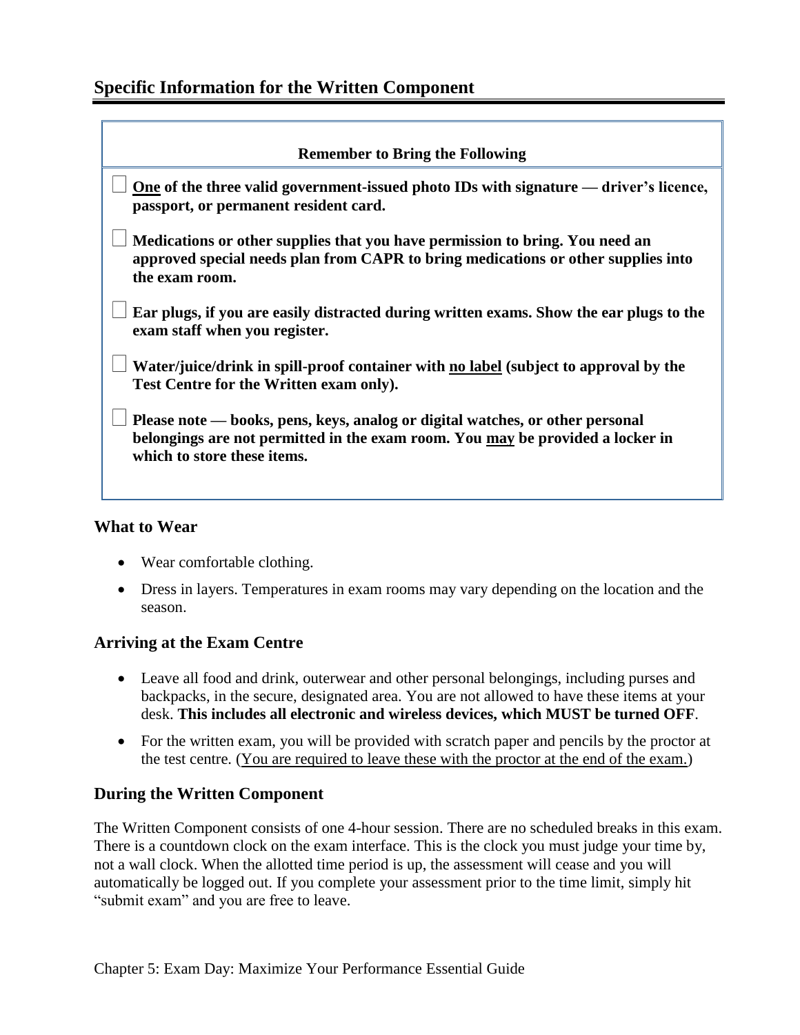## Specific Information for the Written Component

| Remember to Bring the Following |
| --- |
| ☐ **<u>One</u> of the three valid government-issued photo IDs with signature — driver's licence, passport, or permanent resident card.** |
| ☐ **Medications or other supplies that you have permission to bring. You need an approved special needs plan from CAPR to bring medications or other supplies into the exam room.** |
| ☐ **Ear plugs, if you are easily distracted during written exams. Show the ear plugs to the exam staff when you register.** |
| ☐ **Water/juice/drink in spill-proof container with <u>no label</u> (subject to approval by the Test Centre for the Written exam only).** |
| ☐ **Please note — books, pens, keys, analog or digital watches, or other personal belongings are not permitted in the exam room. You <u>may</u> be provided a locker in which to store these items.** |

### What to Wear

- Wear comfortable clothing.
- Dress in layers. Temperatures in exam rooms may vary depending on the location and the season.

### Arriving at the Exam Centre

- Leave all food and drink, outerwear and other personal belongings, including purses and backpacks, in the secure, designated area. You are not allowed to have these items at your desk. **This includes all electronic and wireless devices, which MUST be turned OFF**.
- For the written exam, you will be provided with scratch paper and pencils by the proctor at the test centre. (<u>You are required to leave these with the proctor at the end of the exam.</u>)

### During the Written Component

The Written Component consists of one 4-hour session. There are no scheduled breaks in this exam. There is a countdown clock on the exam interface. This is the clock you must judge your time by, not a wall clock. When the allotted time period is up, the assessment will cease and you will automatically be logged out. If you complete your assessment prior to the time limit, simply hit "submit exam" and you are free to leave.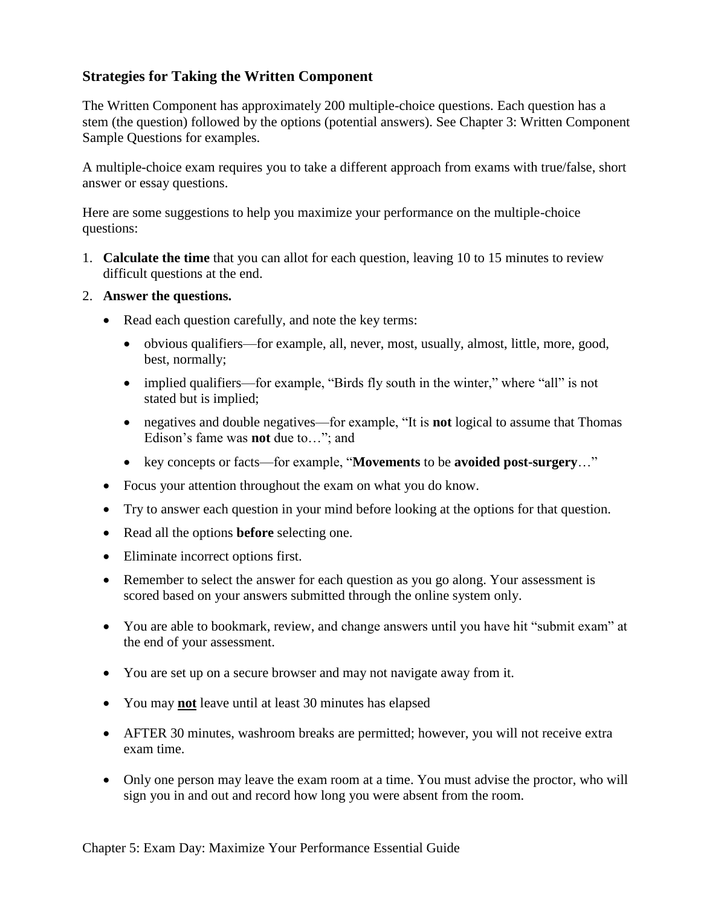## Strategies for Taking the Written Component

The Written Component has approximately 200 multiple-choice questions. Each question has a stem (the question) followed by the options (potential answers). See Chapter 3: Written Component Sample Questions for examples.

A multiple-choice exam requires you to take a different approach from exams with true/false, short answer or essay questions.

Here are some suggestions to help you maximize your performance on the multiple-choice questions:

1. **Calculate the time** that you can allot for each question, leaving 10 to 15 minutes to review difficult questions at the end.
2. **Answer the questions.**
   - Read each question carefully, and note the key terms:
     - obvious qualifiers—for example, all, never, most, usually, almost, little, more, good, best, normally;
     - implied qualifiers—for example, "Birds fly south in the winter," where "all" is not stated but is implied;
     - negatives and double negatives—for example, "It is **not** logical to assume that Thomas Edison's fame was **not** due to…"; and
     - key concepts or facts—for example, "**Movements** to be **avoided post-surgery**…"
   - Focus your attention throughout the exam on what you do know.
   - Try to answer each question in your mind before looking at the options for that question.
   - Read all the options **before** selecting one.
   - Eliminate incorrect options first.
   - Remember to select the answer for each question as you go along. Your assessment is scored based on your answers submitted through the online system only.
   - You are able to bookmark, review, and change answers until you have hit "submit exam" at the end of your assessment.
   - You are set up on a secure browser and may not navigate away from it.
   - You may **<u>not</u>** leave until at least 30 minutes has elapsed
   - AFTER 30 minutes, washroom breaks are permitted; however, you will not receive extra exam time.
   - Only one person may leave the exam room at a time. You must advise the proctor, who will sign you in and out and record how long you were absent from the room.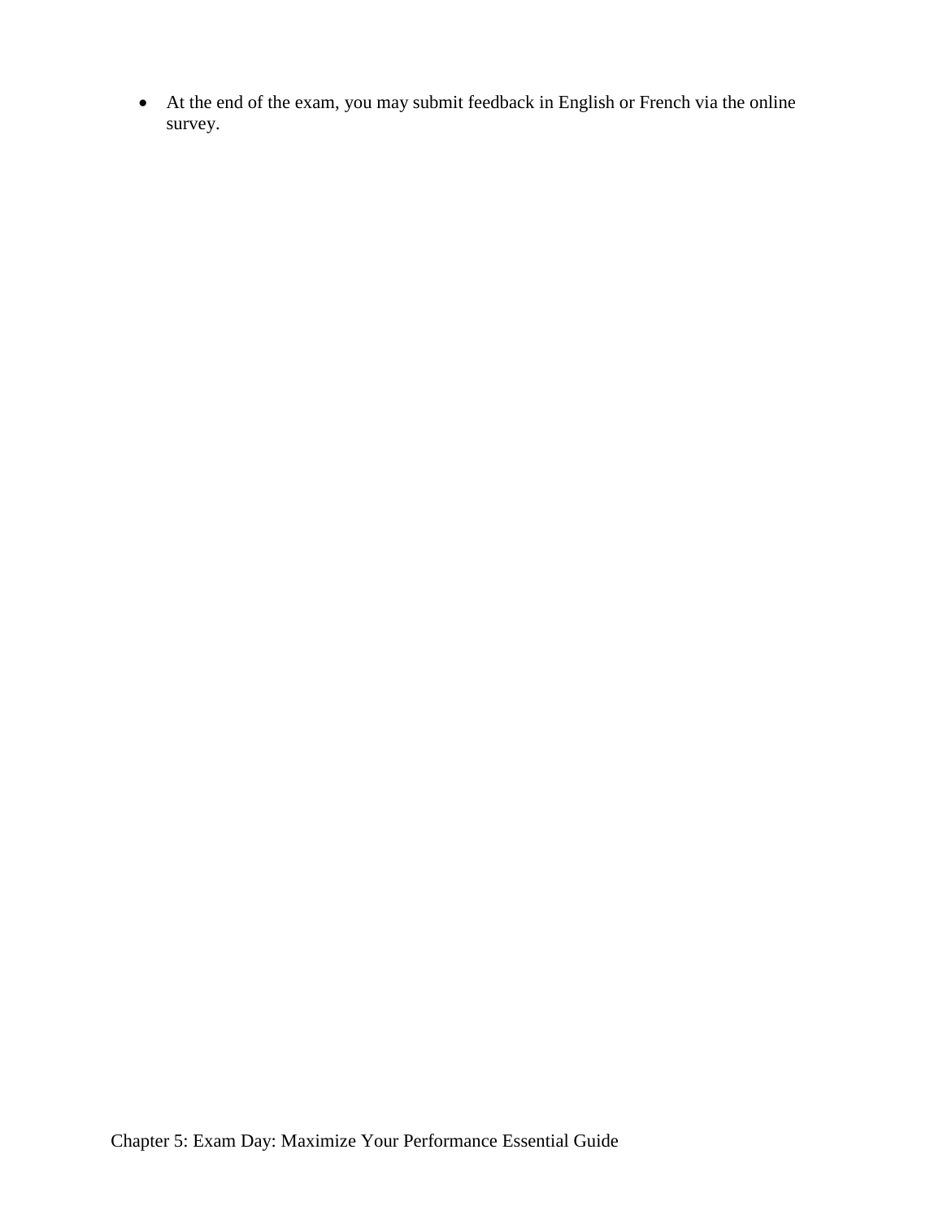- At the end of the exam, you may submit feedback in English or French via the online survey.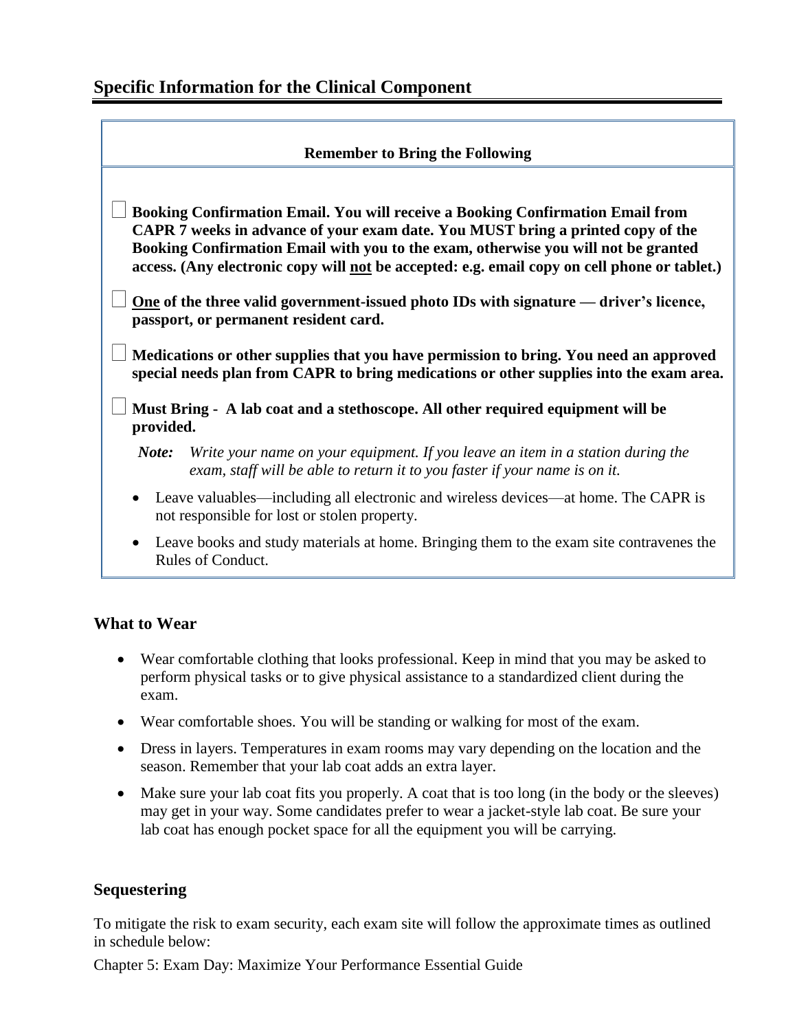## Specific Information for the Clinical Component

| Remember to Bring the Following |
| --- |
| ☐ **Booking Confirmation Email. You will receive a Booking Confirmation Email from CAPR 7 weeks in advance of your exam date. You MUST bring a printed copy of the Booking Confirmation Email with you to the exam, otherwise you will not be granted access. (Any electronic copy will <u>not</u> be accepted: e.g. email copy on cell phone or tablet.)** |
| ☐ **<u>One</u> of the three valid government-issued photo IDs with signature — driver's licence, passport, or permanent resident card.** |
| ☐ **Medications or other supplies that you have permission to bring. You need an approved special needs plan from CAPR to bring medications or other supplies into the exam area.** |
| ☐ **Must Bring - A lab coat and a stethoscope. All other required equipment will be provided.** |
| ***Note:*** *Write your name on your equipment. If you leave an item in a station during the exam, staff will be able to return it to you faster if your name is on it.* |
| • Leave valuables—including all electronic and wireless devices—at home. The CAPR is not responsible for lost or stolen property. |
| • Leave books and study materials at home. Bringing them to the exam site contravenes the Rules of Conduct. |

### What to Wear

- Wear comfortable clothing that looks professional. Keep in mind that you may be asked to perform physical tasks or to give physical assistance to a standardized client during the exam.
- Wear comfortable shoes. You will be standing or walking for most of the exam.
- Dress in layers. Temperatures in exam rooms may vary depending on the location and the season. Remember that your lab coat adds an extra layer.
- Make sure your lab coat fits you properly. A coat that is too long (in the body or the sleeves) may get in your way. Some candidates prefer to wear a jacket-style lab coat. Be sure your lab coat has enough pocket space for all the equipment you will be carrying.

### Sequestering

To mitigate the risk to exam security, each exam site will follow the approximate times as outlined in schedule below: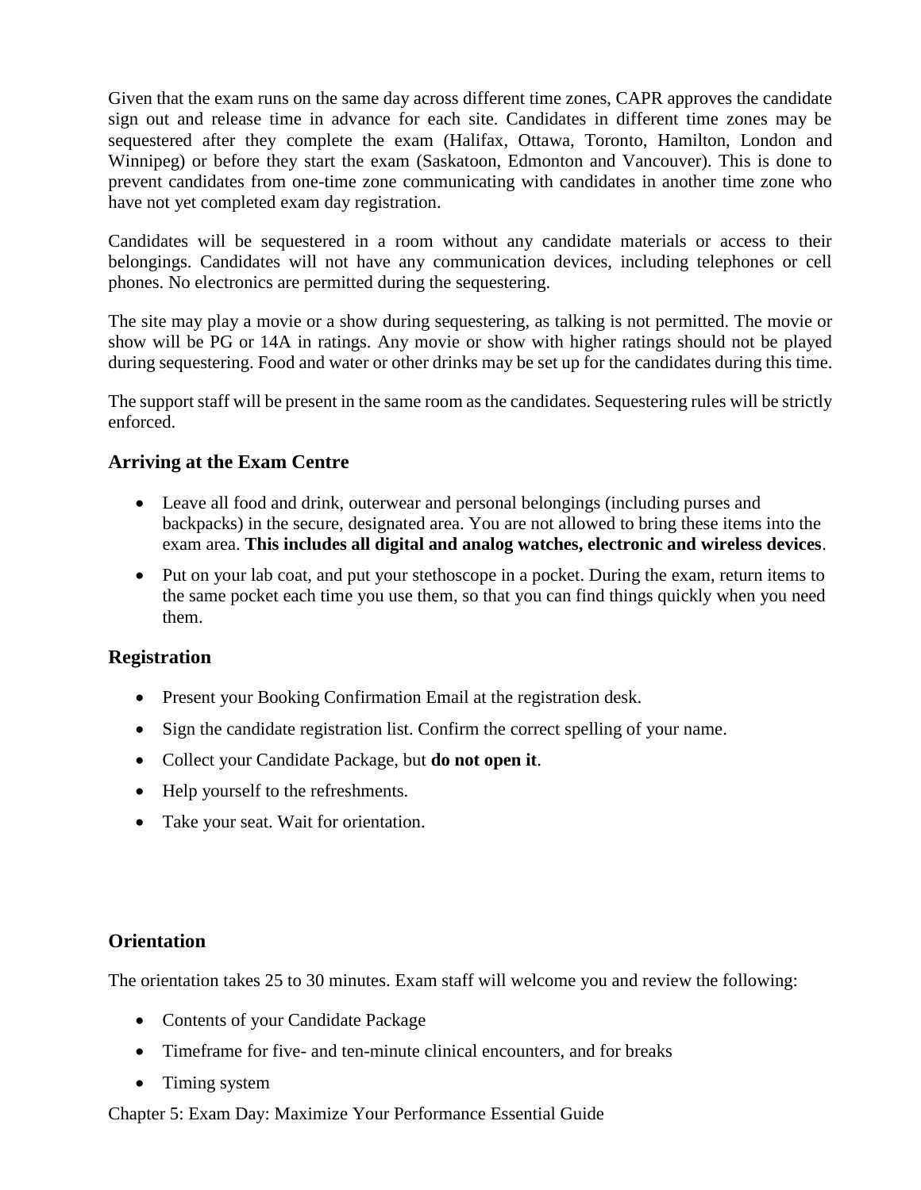Given that the exam runs on the same day across different time zones, CAPR approves the candidate sign out and release time in advance for each site. Candidates in different time zones may be sequestered after they complete the exam (Halifax, Ottawa, Toronto, Hamilton, London and Winnipeg) or before they start the exam (Saskatoon, Edmonton and Vancouver). This is done to prevent candidates from one-time zone communicating with candidates in another time zone who have not yet completed exam day registration.

Candidates will be sequestered in a room without any candidate materials or access to their belongings. Candidates will not have any communication devices, including telephones or cell phones. No electronics are permitted during the sequestering.

The site may play a movie or a show during sequestering, as talking is not permitted. The movie or show will be PG or 14A in ratings. Any movie or show with higher ratings should not be played during sequestering. Food and water or other drinks may be set up for the candidates during this time.

The support staff will be present in the same room as the candidates. Sequestering rules will be strictly enforced.

### Arriving at the Exam Centre

- Leave all food and drink, outerwear and personal belongings (including purses and backpacks) in the secure, designated area. You are not allowed to bring these items into the exam area. **This includes all digital and analog watches, electronic and wireless devices**.
- Put on your lab coat, and put your stethoscope in a pocket. During the exam, return items to the same pocket each time you use them, so that you can find things quickly when you need them.

### Registration

- Present your Booking Confirmation Email at the registration desk.
- Sign the candidate registration list. Confirm the correct spelling of your name.
- Collect your Candidate Package, but **do not open it**.
- Help yourself to the refreshments.
- Take your seat. Wait for orientation.

### Orientation

The orientation takes 25 to 30 minutes. Exam staff will welcome you and review the following:

- Contents of your Candidate Package
- Timeframe for five- and ten-minute clinical encounters, and for breaks
- Timing system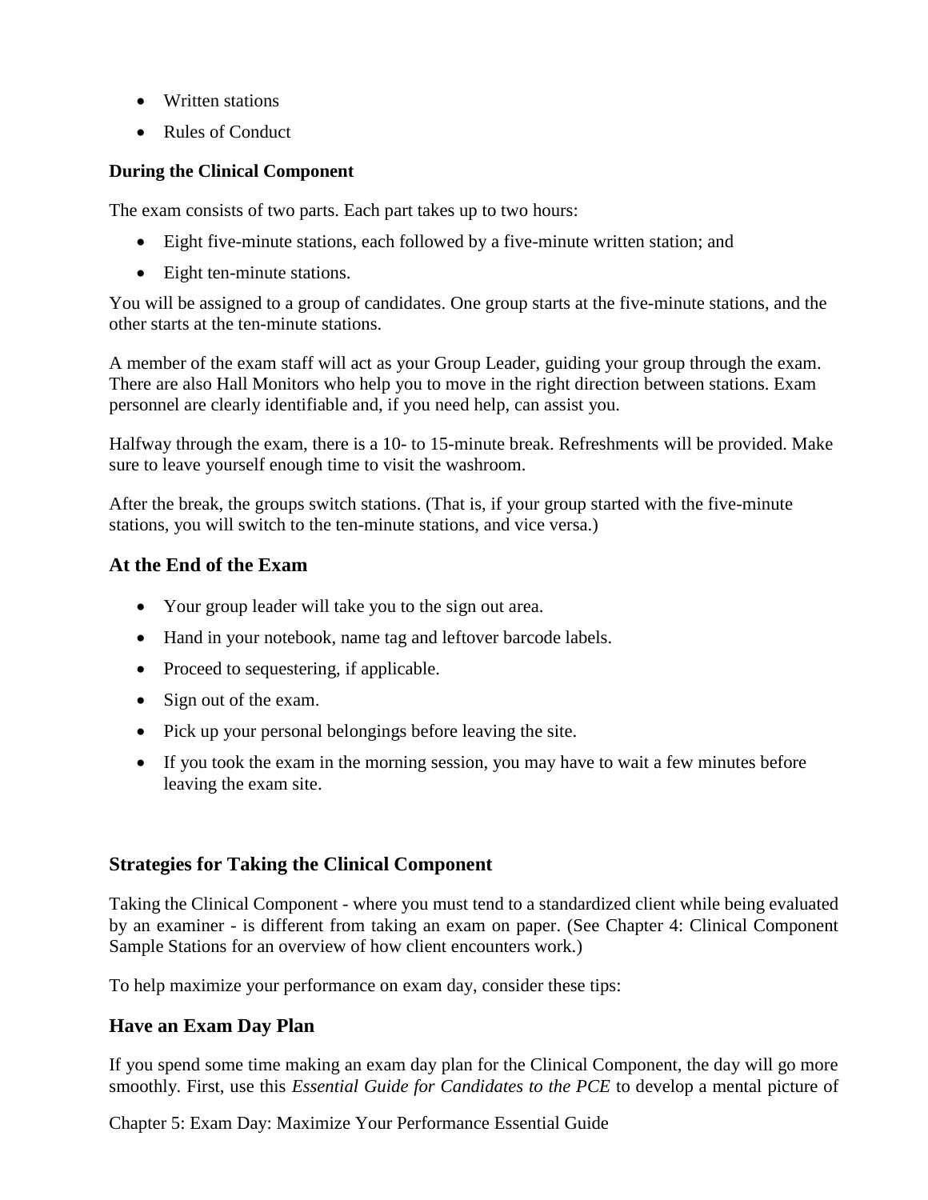- Written stations
- Rules of Conduct

**During the Clinical Component**

The exam consists of two parts. Each part takes up to two hours:

- Eight five-minute stations, each followed by a five-minute written station; and
- Eight ten-minute stations.

You will be assigned to a group of candidates. One group starts at the five-minute stations, and the other starts at the ten-minute stations.

A member of the exam staff will act as your Group Leader, guiding your group through the exam. There are also Hall Monitors who help you to move in the right direction between stations. Exam personnel are clearly identifiable and, if you need help, can assist you.

Halfway through the exam, there is a 10- to 15-minute break. Refreshments will be provided. Make sure to leave yourself enough time to visit the washroom.

After the break, the groups switch stations. (That is, if your group started with the five-minute stations, you will switch to the ten-minute stations, and vice versa.)

## At the End of the Exam

- Your group leader will take you to the sign out area.
- Hand in your notebook, name tag and leftover barcode labels.
- Proceed to sequestering, if applicable.
- Sign out of the exam.
- Pick up your personal belongings before leaving the site.
- If you took the exam in the morning session, you may have to wait a few minutes before leaving the exam site.

## Strategies for Taking the Clinical Component

Taking the Clinical Component - where you must tend to a standardized client while being evaluated by an examiner - is different from taking an exam on paper. (See Chapter 4: Clinical Component Sample Stations for an overview of how client encounters work.)

To help maximize your performance on exam day, consider these tips:

## Have an Exam Day Plan

If you spend some time making an exam day plan for the Clinical Component, the day will go more smoothly. First, use this *Essential Guide for Candidates to the PCE* to develop a mental picture of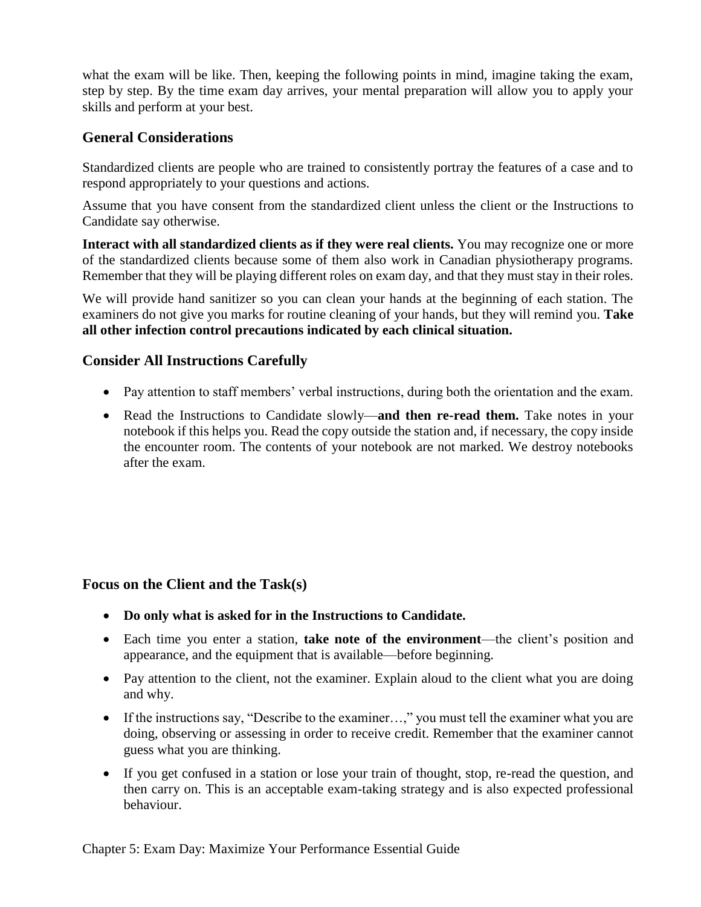what the exam will be like. Then, keeping the following points in mind, imagine taking the exam, step by step. By the time exam day arrives, your mental preparation will allow you to apply your skills and perform at your best.

## General Considerations

Standardized clients are people who are trained to consistently portray the features of a case and to respond appropriately to your questions and actions.

Assume that you have consent from the standardized client unless the client or the Instructions to Candidate say otherwise.

**Interact with all standardized clients as if they were real clients.** You may recognize one or more of the standardized clients because some of them also work in Canadian physiotherapy programs. Remember that they will be playing different roles on exam day, and that they must stay in their roles.

We will provide hand sanitizer so you can clean your hands at the beginning of each station. The examiners do not give you marks for routine cleaning of your hands, but they will remind you. **Take all other infection control precautions indicated by each clinical situation.**

## Consider All Instructions Carefully

- Pay attention to staff members' verbal instructions, during both the orientation and the exam.
- Read the Instructions to Candidate slowly—**and then re-read them.** Take notes in your notebook if this helps you. Read the copy outside the station and, if necessary, the copy inside the encounter room. The contents of your notebook are not marked. We destroy notebooks after the exam.

## Focus on the Client and the Task(s)

- **Do only what is asked for in the Instructions to Candidate.**
- Each time you enter a station, **take note of the environment**—the client's position and appearance, and the equipment that is available—before beginning.
- Pay attention to the client, not the examiner. Explain aloud to the client what you are doing and why.
- If the instructions say, "Describe to the examiner…," you must tell the examiner what you are doing, observing or assessing in order to receive credit. Remember that the examiner cannot guess what you are thinking.
- If you get confused in a station or lose your train of thought, stop, re-read the question, and then carry on. This is an acceptable exam-taking strategy and is also expected professional behaviour.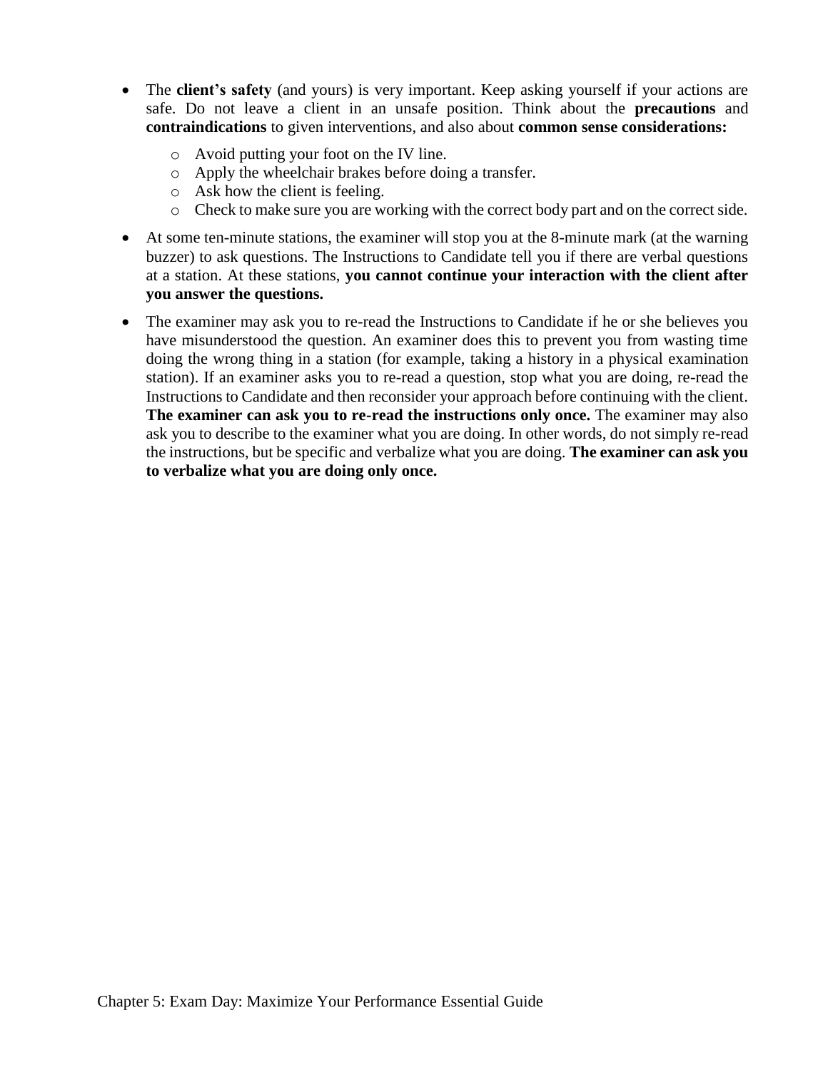- The **client's safety** (and yours) is very important. Keep asking yourself if your actions are safe. Do not leave a client in an unsafe position. Think about the **precautions** and **contraindications** to given interventions, and also about **common sense considerations:**
    - Avoid putting your foot on the IV line.
    - Apply the wheelchair brakes before doing a transfer.
    - Ask how the client is feeling.
    - Check to make sure you are working with the correct body part and on the correct side.
- At some ten-minute stations, the examiner will stop you at the 8-minute mark (at the warning buzzer) to ask questions. The Instructions to Candidate tell you if there are verbal questions at a station. At these stations, **you cannot continue your interaction with the client after you answer the questions.**
- The examiner may ask you to re-read the Instructions to Candidate if he or she believes you have misunderstood the question. An examiner does this to prevent you from wasting time doing the wrong thing in a station (for example, taking a history in a physical examination station). If an examiner asks you to re-read a question, stop what you are doing, re-read the Instructions to Candidate and then reconsider your approach before continuing with the client. **The examiner can ask you to re-read the instructions only once.** The examiner may also ask you to describe to the examiner what you are doing. In other words, do not simply re-read the instructions, but be specific and verbalize what you are doing. **The examiner can ask you to verbalize what you are doing only once.**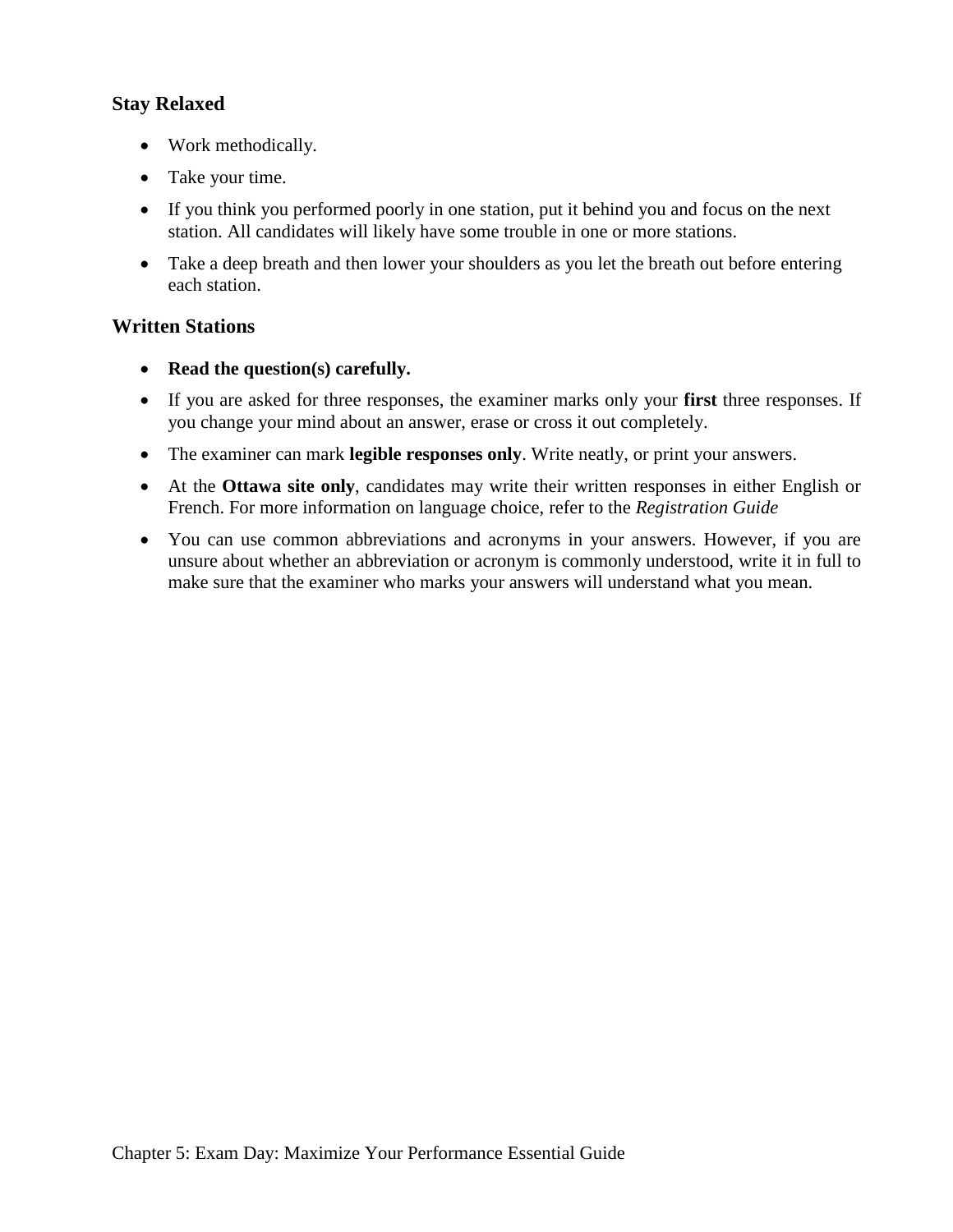## Stay Relaxed

- Work methodically.
- Take your time.
- If you think you performed poorly in one station, put it behind you and focus on the next station. All candidates will likely have some trouble in one or more stations.
- Take a deep breath and then lower your shoulders as you let the breath out before entering each station.

## Written Stations

- **Read the question(s) carefully.**
- If you are asked for three responses, the examiner marks only your **first** three responses. If you change your mind about an answer, erase or cross it out completely.
- The examiner can mark **legible responses only**. Write neatly, or print your answers.
- At the **Ottawa site only**, candidates may write their written responses in either English or French. For more information on language choice, refer to the *Registration Guide*
- You can use common abbreviations and acronyms in your answers. However, if you are unsure about whether an abbreviation or acronym is commonly understood, write it in full to make sure that the examiner who marks your answers will understand what you mean.